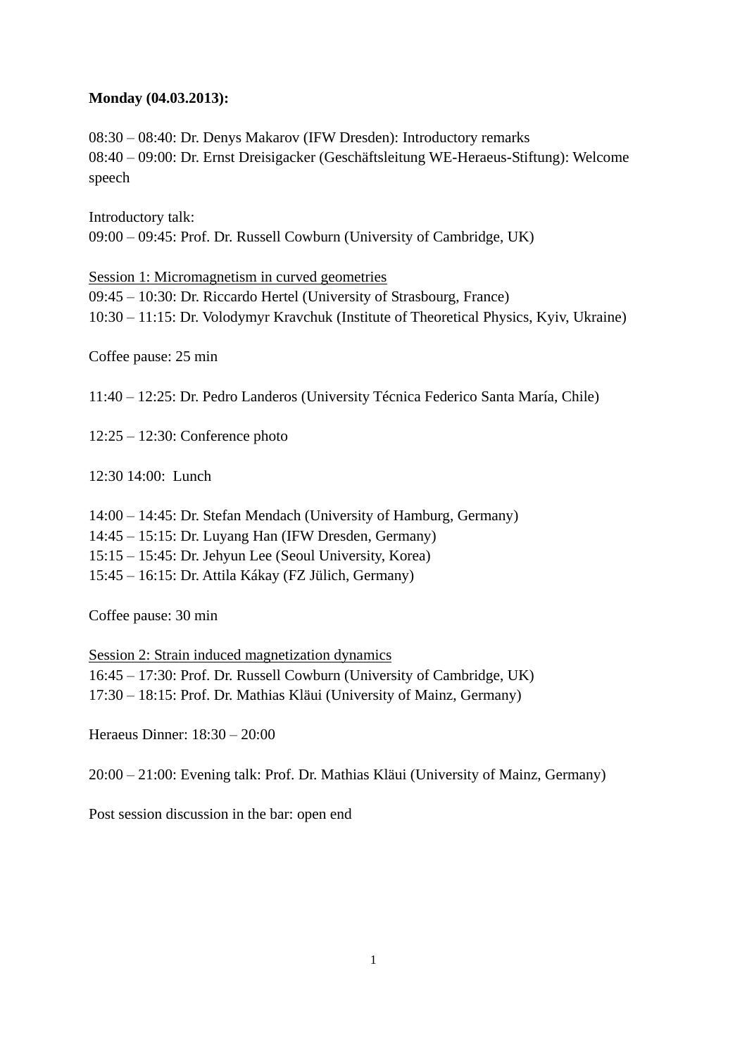**Monday (04.03.2013):**

08:30 – 08:40: Dr. Denys Makarov (IFW Dresden): Introductory remarks
08:40 – 09:00: Dr. Ernst Dreisigacker (Geschäftsleitung WE-Heraeus-Stiftung): Welcome speech

Introductory talk:
09:00 – 09:45: Prof. Dr. Russell Cowburn (University of Cambridge, UK)

<u>Session 1: Micromagnetism in curved geometries</u>
09:45 – 10:30: Dr. Riccardo Hertel (University of Strasbourg, France)
10:30 – 11:15: Dr. Volodymyr Kravchuk (Institute of Theoretical Physics, Kyiv, Ukraine)

Coffee pause: 25 min

11:40 – 12:25: Dr. Pedro Landeros (University Técnica Federico Santa María, Chile)

12:25 – 12:30: Conference photo

12:30 14:00: Lunch

14:00 – 14:45: Dr. Stefan Mendach (University of Hamburg, Germany)
14:45 – 15:15: Dr. Luyang Han (IFW Dresden, Germany)
15:15 – 15:45: Dr. Jehyun Lee (Seoul University, Korea)
15:45 – 16:15: Dr. Attila Kákay (FZ Jülich, Germany)

Coffee pause: 30 min

<u>Session 2: Strain induced magnetization dynamics</u>
16:45 – 17:30: Prof. Dr. Russell Cowburn (University of Cambridge, UK)
17:30 – 18:15: Prof. Dr. Mathias Kläui (University of Mainz, Germany)

Heraeus Dinner: 18:30 – 20:00

20:00 – 21:00: Evening talk: Prof. Dr. Mathias Kläui (University of Mainz, Germany)

Post session discussion in the bar: open end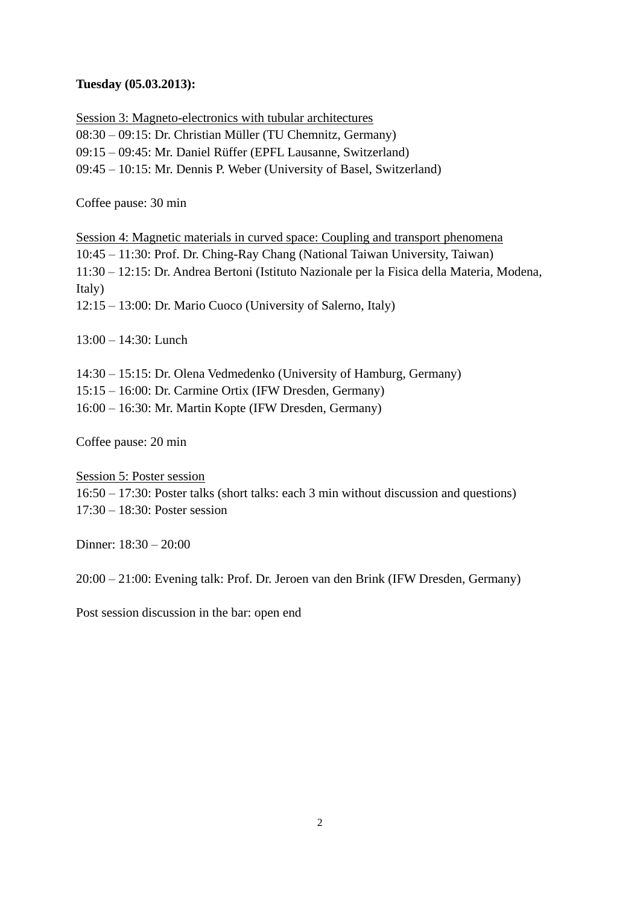**Tuesday (05.03.2013):**

<u>Session 3: Magneto-electronics with tubular architectures</u>
08:30 – 09:15: Dr. Christian Müller (TU Chemnitz, Germany)
09:15 – 09:45: Mr. Daniel Rüffer (EPFL Lausanne, Switzerland)
09:45 – 10:15: Mr. Dennis P. Weber (University of Basel, Switzerland)

Coffee pause: 30 min

<u>Session 4: Magnetic materials in curved space: Coupling and transport phenomena</u>
10:45 – 11:30: Prof. Dr. Ching-Ray Chang (National Taiwan University, Taiwan)
11:30 – 12:15: Dr. Andrea Bertoni (Istituto Nazionale per la Fisica della Materia, Modena, Italy)
12:15 – 13:00: Dr. Mario Cuoco (University of Salerno, Italy)

13:00 – 14:30: Lunch

14:30 – 15:15: Dr. Olena Vedmedenko (University of Hamburg, Germany)
15:15 – 16:00: Dr. Carmine Ortix (IFW Dresden, Germany)
16:00 – 16:30: Mr. Martin Kopte (IFW Dresden, Germany)

Coffee pause: 20 min

<u>Session 5: Poster session</u>
16:50 – 17:30: Poster talks (short talks: each 3 min without discussion and questions)
17:30 – 18:30: Poster session

Dinner: 18:30 – 20:00

20:00 – 21:00: Evening talk: Prof. Dr. Jeroen van den Brink (IFW Dresden, Germany)

Post session discussion in the bar: open end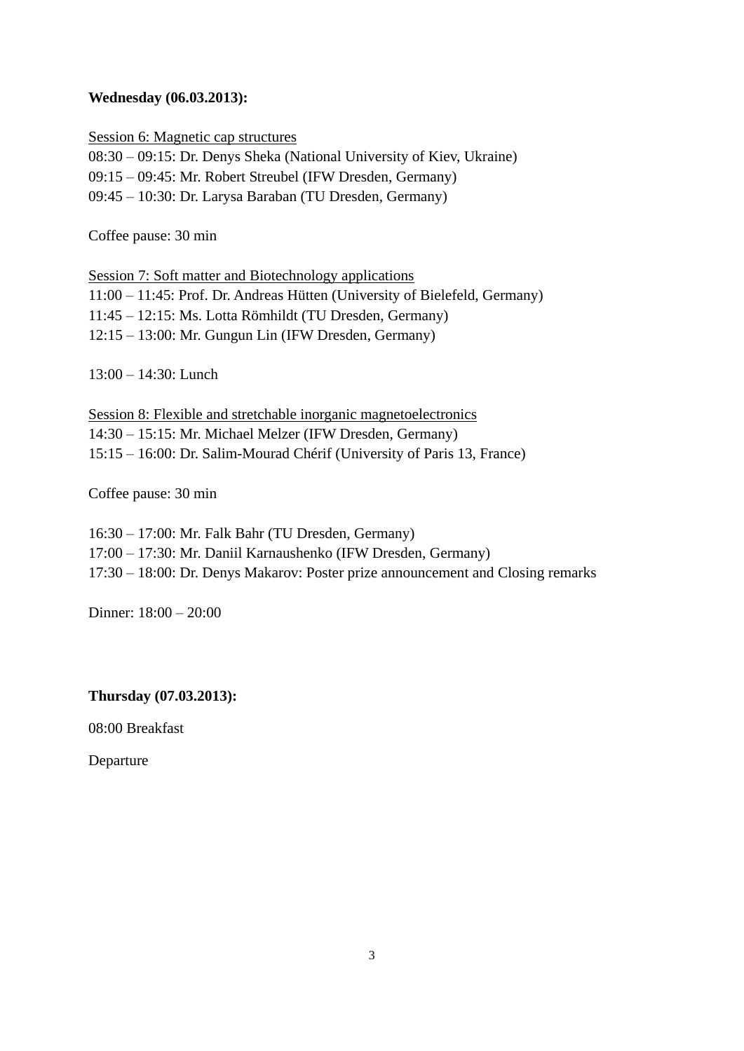**Wednesday (06.03.2013):**

Session 6: Magnetic cap structures
08:30 – 09:15: Dr. Denys Sheka (National University of Kiev, Ukraine)
09:15 – 09:45: Mr. Robert Streubel (IFW Dresden, Germany)
09:45 – 10:30: Dr. Larysa Baraban (TU Dresden, Germany)

Coffee pause: 30 min

Session 7: Soft matter and Biotechnology applications
11:00 – 11:45: Prof. Dr. Andreas Hütten (University of Bielefeld, Germany)
11:45 – 12:15: Ms. Lotta Römhildt (TU Dresden, Germany)
12:15 – 13:00: Mr. Gungun Lin (IFW Dresden, Germany)

13:00 – 14:30: Lunch

Session 8: Flexible and stretchable inorganic magnetoelectronics
14:30 – 15:15: Mr. Michael Melzer (IFW Dresden, Germany)
15:15 – 16:00: Dr. Salim-Mourad Chérif (University of Paris 13, France)

Coffee pause: 30 min

16:30 – 17:00: Mr. Falk Bahr (TU Dresden, Germany)
17:00 – 17:30: Mr. Daniil Karnaushenko (IFW Dresden, Germany)
17:30 – 18:00: Dr. Denys Makarov: Poster prize announcement and Closing remarks

Dinner: 18:00 – 20:00

**Thursday (07.03.2013):**

08:00 Breakfast

Departure